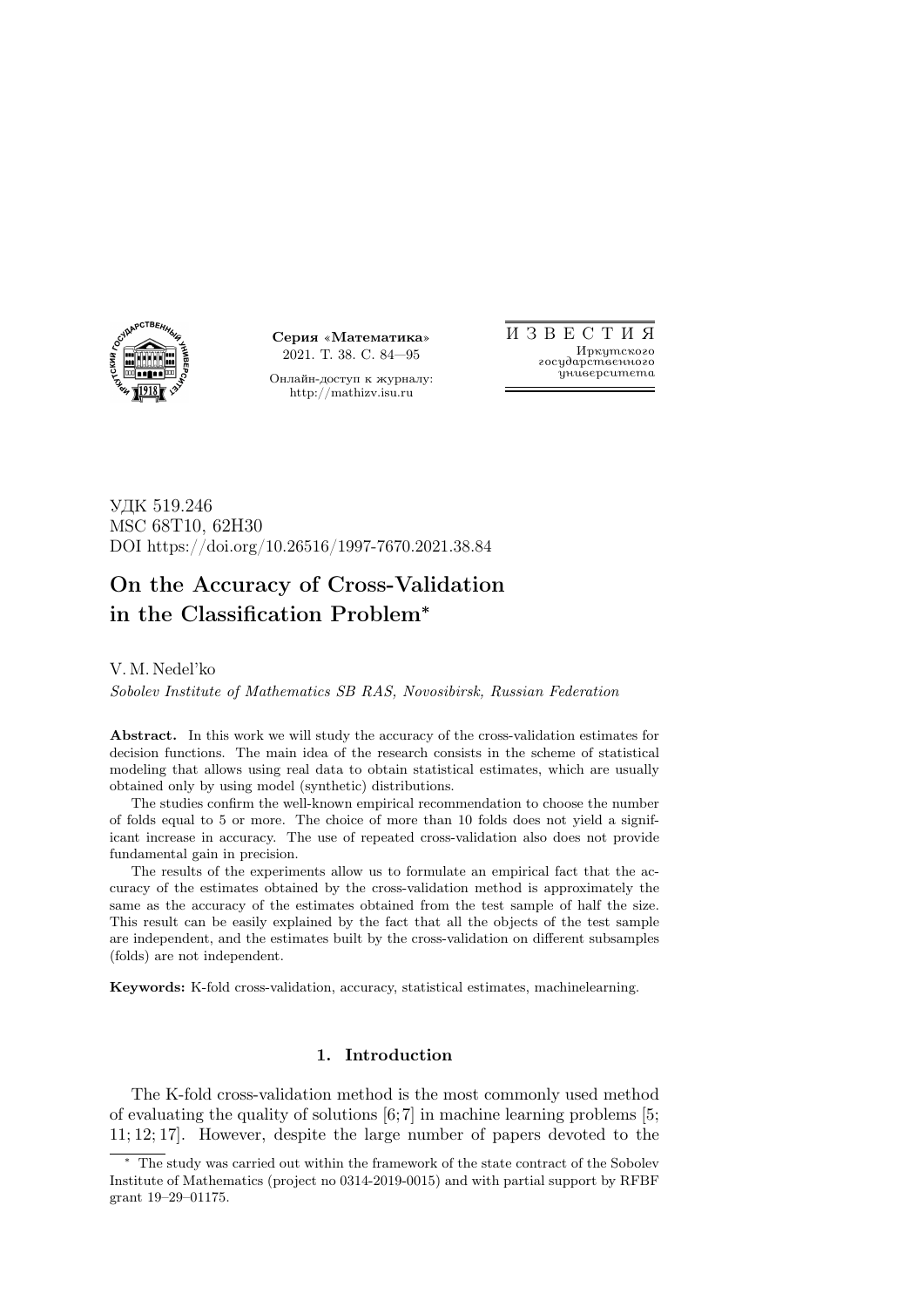Серия «Математика»
2021. Т. 38. С. 84—95

Онлайн-доступ к журналу:
http://mathizv.isu.ru

И З В Е С Т И Я
Иркутского
государственного
университета

УДК 519.246
MSC 68T10, 62H30
DOI https://doi.org/10.26516/1997-7670.2021.38.84

# On the Accuracy of Cross-Validation in the Classification Problem*

V. M. Nedel'ko

*Sobolev Institute of Mathematics SB RAS, Novosibirsk, Russian Federation*

**Abstract.** In this work we will study the accuracy of the cross-validation estimates for decision functions. The main idea of the research consists in the scheme of statistical modeling that allows using real data to obtain statistical estimates, which are usually obtained only by using model (synthetic) distributions.

The studies confirm the well-known empirical recommendation to choose the number of folds equal to 5 or more. The choice of more than 10 folds does not yield a significant increase in accuracy. The use of repeated cross-validation also does not provide fundamental gain in precision.

The results of the experiments allow us to formulate an empirical fact that the accuracy of the estimates obtained by the cross-validation method is approximately the same as the accuracy of the estimates obtained from the test sample of half the size. This result can be easily explained by the fact that all the objects of the test sample are independent, and the estimates built by the cross-validation on different subsamples (folds) are not independent.

**Keywords:** K-fold cross-validation, accuracy, statistical estimates, machinelearning.

## 1. Introduction

The K-fold cross-validation method is the most commonly used method of evaluating the quality of solutions [6; 7] in machine learning problems [5; 11; 12; 17]. However, despite the large number of papers devoted to the

* The study was carried out within the framework of the state contract of the Sobolev Institute of Mathematics (project no 0314-2019-0015) and with partial support by RFBF grant 19–29–01175.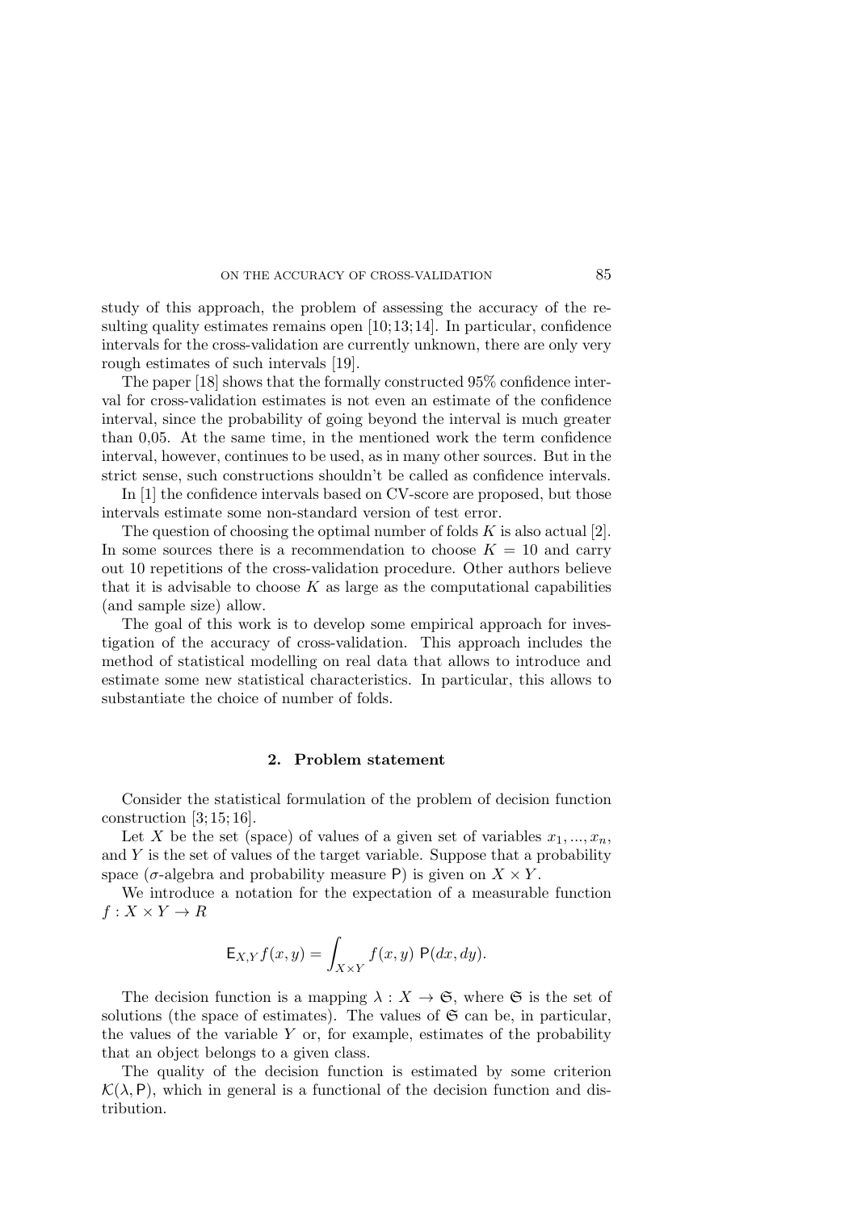study of this approach, the problem of assessing the accuracy of the resulting quality estimates remains open [10; 13; 14]. In particular, confidence intervals for the cross-validation are currently unknown, there are only very rough estimates of such intervals [19].

The paper [18] shows that the formally constructed 95% confidence interval for cross-validation estimates is not even an estimate of the confidence interval, since the probability of going beyond the interval is much greater than 0,05. At the same time, in the mentioned work the term confidence interval, however, continues to be used, as in many other sources. But in the strict sense, such constructions shouldn't be called as confidence intervals.

In [1] the confidence intervals based on CV-score are proposed, but those intervals estimate some non-standard version of test error.

The question of choosing the optimal number of folds $K$ is also actual [2]. In some sources there is a recommendation to choose $K = 10$ and carry out 10 repetitions of the cross-validation procedure. Other authors believe that it is advisable to choose $K$ as large as the computational capabilities (and sample size) allow.

The goal of this work is to develop some empirical approach for investigation of the accuracy of cross-validation. This approach includes the method of statistical modelling on real data that allows to introduce and estimate some new statistical characteristics. In particular, this allows to substantiate the choice of number of folds.

## 2. Problem statement

Consider the statistical formulation of the problem of decision function construction [3; 15; 16].

Let $X$ be the set (space) of values of a given set of variables $x_1, ..., x_n$, and $Y$ is the set of values of the target variable. Suppose that a probability space ($\sigma$-algebra and probability measure $\mathsf{P}$) is given on $X \times Y$.

We introduce a notation for the expectation of a measurable function $f : X \times Y \to R$

$$\mathsf{E}_{X,Y} f(x, y) = \int_{X \times Y} f(x, y) \; \mathsf{P}(dx, dy).$$

The decision function is a mapping $\lambda : X \to \mathfrak{S}$, where $\mathfrak{S}$ is the set of solutions (the space of estimates). The values of $\mathfrak{S}$ can be, in particular, the values of the variable $Y$ or, for example, estimates of the probability that an object belongs to a given class.

The quality of the decision function is estimated by some criterion $\mathcal{K}(\lambda, \mathsf{P})$, which in general is a functional of the decision function and distribution.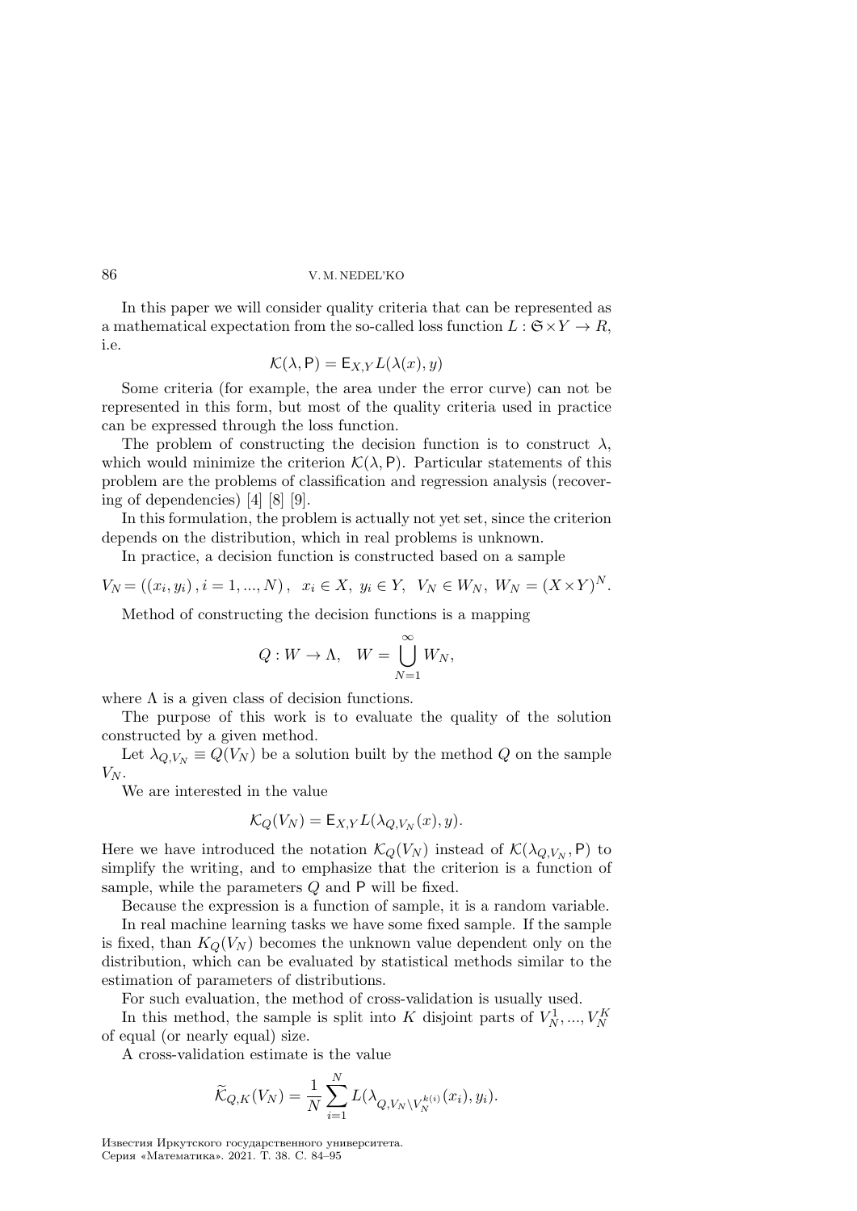In this paper we will consider quality criteria that can be represented as a mathematical expectation from the so-called loss function $L : \mathfrak{S} \times Y \to R$, i.e.

$$\mathcal{K}(\lambda, \mathsf{P}) = \mathsf{E}_{X,Y} L(\lambda(x), y)$$

Some criteria (for example, the area under the error curve) can not be represented in this form, but most of the quality criteria used in practice can be expressed through the loss function.

The problem of constructing the decision function is to construct $\lambda$, which would minimize the criterion $\mathcal{K}(\lambda, \mathsf{P})$. Particular statements of this problem are the problems of classification and regression analysis (recovering of dependencies) [4] [8] [9].

In this formulation, the problem is actually not yet set, since the criterion depends on the distribution, which in real problems is unknown.

In practice, a decision function is constructed based on a sample

$$V_N = ((x_i, y_i), i = 1, ..., N), \quad x_i \in X, \ y_i \in Y, \ V_N \in W_N, \ W_N = (X \times Y)^N.$$

Method of constructing the decision functions is a mapping

$$Q : W \to \Lambda, \quad W = \bigcup_{N=1}^{\infty} W_N,$$

where $\Lambda$ is a given class of decision functions.

The purpose of this work is to evaluate the quality of the solution constructed by a given method.

Let $\lambda_{Q,V_N} \equiv Q(V_N)$ be a solution built by the method $Q$ on the sample $V_N$.

We are interested in the value

$$\mathcal{K}_Q(V_N) = \mathsf{E}_{X,Y} L(\lambda_{Q,V_N}(x), y).$$

Here we have introduced the notation $\mathcal{K}_Q(V_N)$ instead of $\mathcal{K}(\lambda_{Q,V_N}, \mathsf{P})$ to simplify the writing, and to emphasize that the criterion is a function of sample, while the parameters $Q$ and $\mathsf{P}$ will be fixed.

Because the expression is a function of sample, it is a random variable.

In real machine learning tasks we have some fixed sample. If the sample is fixed, than $K_Q(V_N)$ becomes the unknown value dependent only on the distribution, which can be evaluated by statistical methods similar to the estimation of parameters of distributions.

For such evaluation, the method of cross-validation is usually used.

In this method, the sample is split into $K$ disjoint parts of $V_N^1, ..., V_N^K$ of equal (or nearly equal) size.

A cross-validation estimate is the value

$$\widetilde{\mathcal{K}}_{Q,K}(V_N) = \frac{1}{N} \sum_{i=1}^{N} L(\lambda_{Q, V_N \setminus V_N^{k(i)}}(x_i), y_i).$$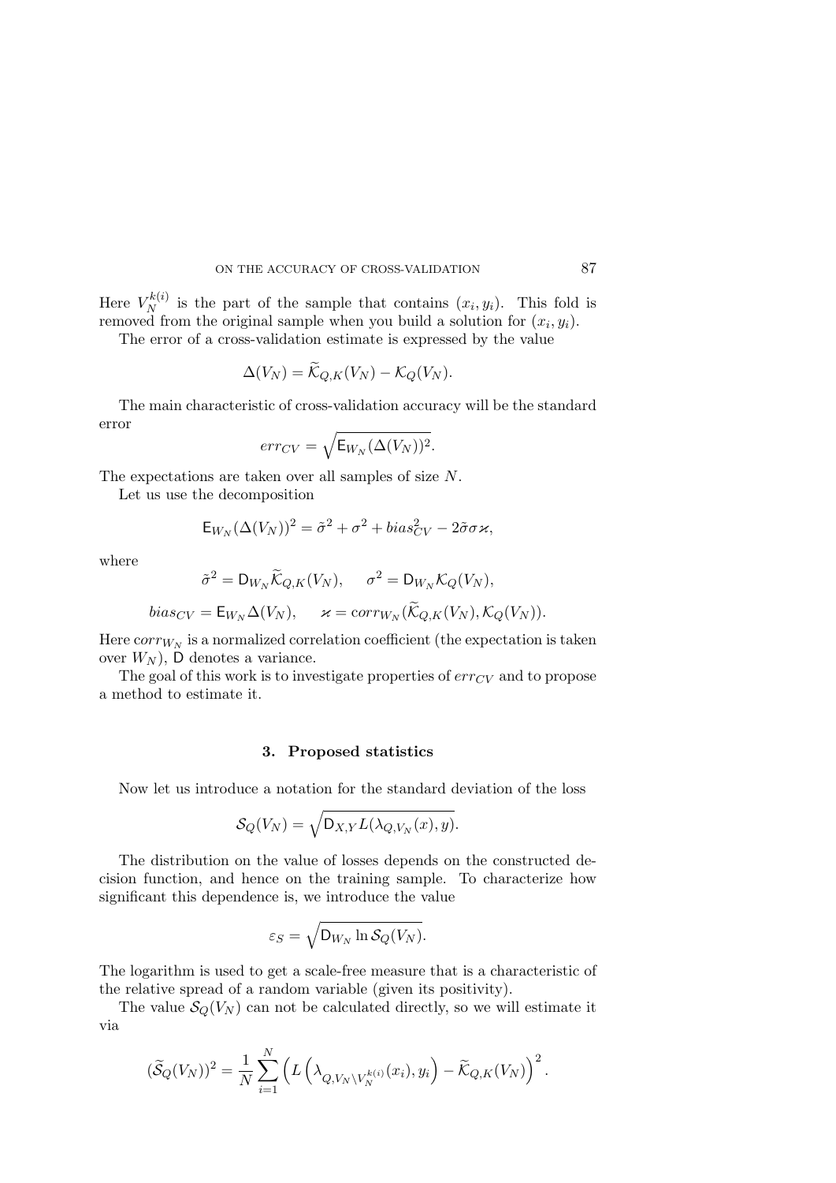Here $V_N^{k(i)}$ is the part of the sample that contains $(x_i, y_i)$. This fold is removed from the original sample when you build a solution for $(x_i, y_i)$.

The error of a cross-validation estimate is expressed by the value

$$\Delta(V_N) = \widetilde{\mathcal{K}}_{Q,K}(V_N) - \mathcal{K}_Q(V_N).$$

The main characteristic of cross-validation accuracy will be the standard error

$$err_{CV} = \sqrt{\mathsf{E}_{W_N}(\Delta(V_N))^2}.$$

The expectations are taken over all samples of size $N$.

Let us use the decomposition

$$\mathsf{E}_{W_N}(\Delta(V_N))^2 = \tilde{\sigma}^2 + \sigma^2 + bias_{CV}^2 - 2\tilde{\sigma}\sigma\varkappa,$$

where

$$\tilde{\sigma}^2 = \mathsf{D}_{W_N}\widetilde{\mathcal{K}}_{Q,K}(V_N), \qquad \sigma^2 = \mathsf{D}_{W_N}\mathcal{K}_Q(V_N),$$

$$bias_{CV} = \mathsf{E}_{W_N}\Delta(V_N), \qquad \varkappa = corr_{W_N}(\widetilde{\mathcal{K}}_{Q,K}(V_N), \mathcal{K}_Q(V_N)).$$

Here $corr_{W_N}$ is a normalized correlation coefficient (the expectation is taken over $W_N$), $\mathsf{D}$ denotes a variance.

The goal of this work is to investigate properties of $err_{CV}$ and to propose a method to estimate it.

## 3. Proposed statistics

Now let us introduce a notation for the standard deviation of the loss

$$\mathcal{S}_Q(V_N) = \sqrt{\mathsf{D}_{X,Y} L(\lambda_{Q,V_N}(x), y)}.$$

The distribution on the value of losses depends on the constructed decision function, and hence on the training sample. To characterize how significant this dependence is, we introduce the value

$$\varepsilon_S = \sqrt{\mathsf{D}_{W_N} \ln \mathcal{S}_Q(V_N)}.$$

The logarithm is used to get a scale-free measure that is a characteristic of the relative spread of a random variable (given its positivity).

The value $\mathcal{S}_Q(V_N)$ can not be calculated directly, so we will estimate it via

$$(\widetilde{\mathcal{S}}_Q(V_N))^2 = \frac{1}{N}\sum_{i=1}^{N}\left(L\left(\lambda_{Q,V_N\setminus V_N^{k(i)}}(x_i), y_i\right) - \widetilde{\mathcal{K}}_{Q,K}(V_N)\right)^2.$$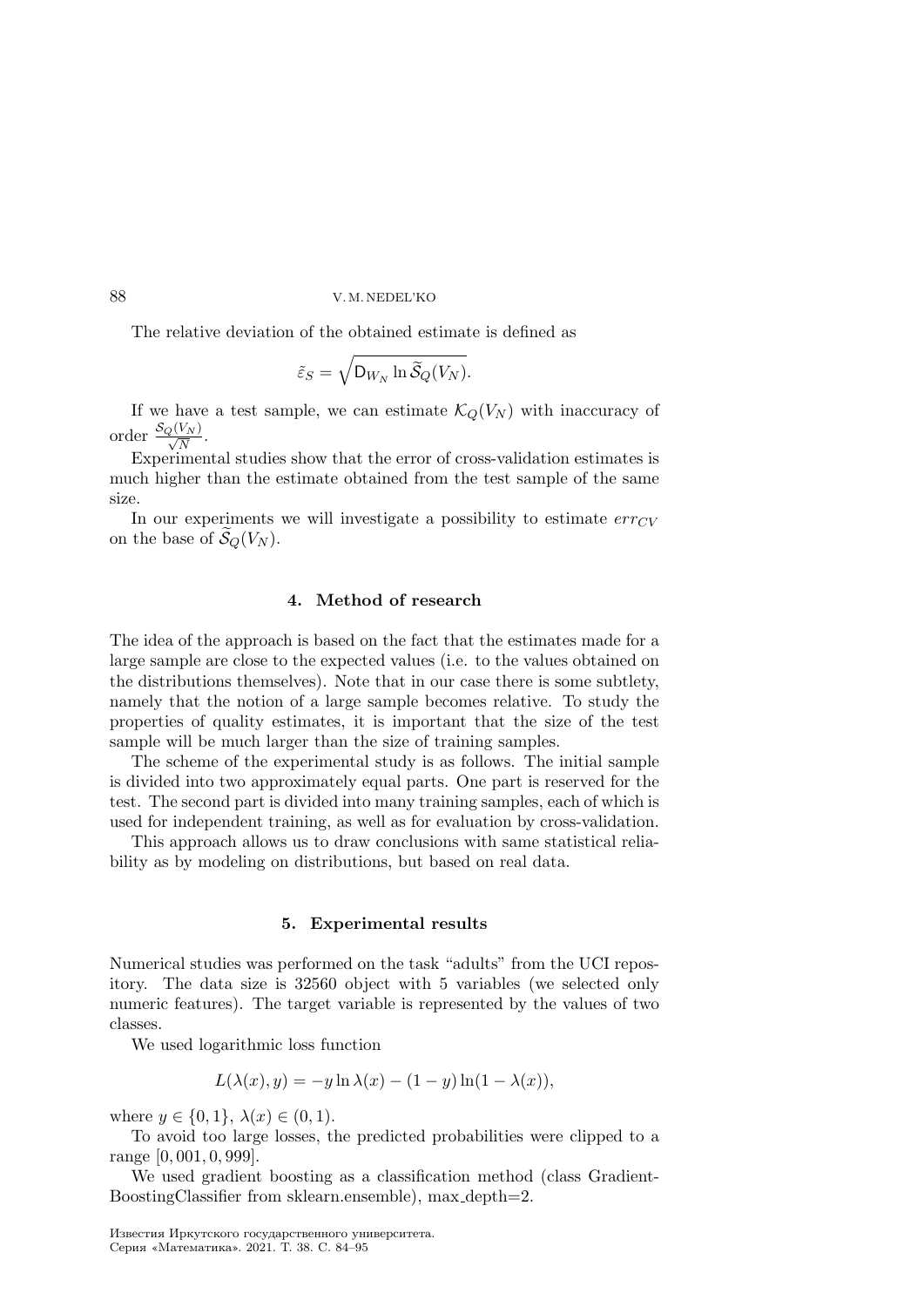The relative deviation of the obtained estimate is defined as

$$\tilde{\varepsilon}_S = \sqrt{\mathsf{D}_{W_N} \ln \widetilde{\mathcal{S}}_Q(V_N)}.$$

If we have a test sample, we can estimate $\mathcal{K}_Q(V_N)$ with inaccuracy of order $\frac{\mathcal{S}_Q(V_N)}{\sqrt{N}}$.

Experimental studies show that the error of cross-validation estimates is much higher than the estimate obtained from the test sample of the same size.

In our experiments we will investigate a possibility to estimate $err_{CV}$ on the base of $\widetilde{\mathcal{S}}_Q(V_N)$.

## 4. Method of research

The idea of the approach is based on the fact that the estimates made for a large sample are close to the expected values (i.e. to the values obtained on the distributions themselves). Note that in our case there is some subtlety, namely that the notion of a large sample becomes relative. To study the properties of quality estimates, it is important that the size of the test sample will be much larger than the size of training samples.

The scheme of the experimental study is as follows. The initial sample is divided into two approximately equal parts. One part is reserved for the test. The second part is divided into many training samples, each of which is used for independent training, as well as for evaluation by cross-validation.

This approach allows us to draw conclusions with same statistical reliability as by modeling on distributions, but based on real data.

## 5. Experimental results

Numerical studies was performed on the task "adults" from the UCI repository. The data size is 32560 object with 5 variables (we selected only numeric features). The target variable is represented by the values of two classes.

We used logarithmic loss function

$$L(\lambda(x), y) = -y \ln \lambda(x) - (1 - y) \ln(1 - \lambda(x)),$$

where $y \in \{0, 1\}$, $\lambda(x) \in (0, 1)$.

To avoid too large losses, the predicted probabilities were clipped to a range $[0,001, 0,999]$.

We used gradient boosting as a classification method (class GradientBoostingClassifier from sklearn.ensemble), max_depth=2.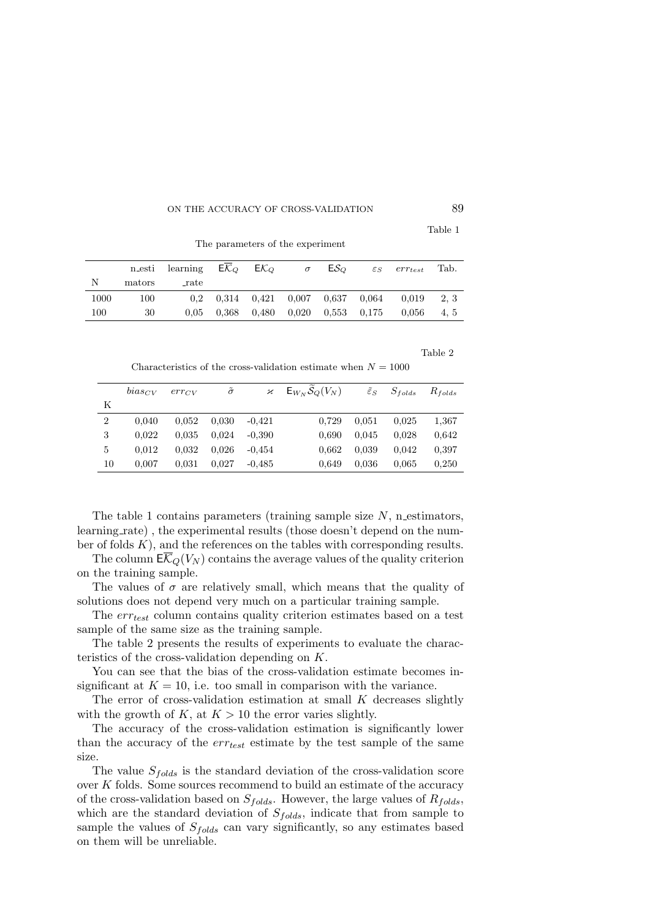Table 1

The parameters of the experiment

| N | n_estimators | learning_rate | $\mathsf{E}\overline{\mathcal{K}}_Q$ | $\mathsf{E}\mathcal{K}_Q$ | $\sigma$ | $\mathsf{E}\mathcal{S}_Q$ | $\varepsilon_S$ | $err_{test}$ | Tab. |
|---|---|---|---|---|---|---|---|---|---|
| 1000 | 100 | 0,2 | 0,314 | 0,421 | 0,007 | 0,637 | 0,064 | 0,019 | 2, 3 |
| 100 | 30 | 0,05 | 0,368 | 0,480 | 0,020 | 0,553 | 0,175 | 0,056 | 4, 5 |

Table 2

Characteristics of the cross-validation estimate when $N = 1000$

| K | $bias_{CV}$ | $err_{CV}$ | $\tilde{\sigma}$ | $\varkappa$ | $\mathsf{E}_{W_N}\widetilde{\mathcal{S}}_Q(V_N)$ | $\tilde{\varepsilon}_S$ | $S_{folds}$ | $R_{folds}$ |
|---|---|---|---|---|---|---|---|---|
| 2 | 0,040 | 0,052 | 0,030 | -0,421 | 0,729 | 0,051 | 0,025 | 1,367 |
| 3 | 0,022 | 0,035 | 0,024 | -0,390 | 0,690 | 0,045 | 0,028 | 0,642 |
| 5 | 0,012 | 0,032 | 0,026 | -0,454 | 0,662 | 0,039 | 0,042 | 0,397 |
| 10 | 0,007 | 0,031 | 0,027 | -0,485 | 0,649 | 0,036 | 0,065 | 0,250 |

The table 1 contains parameters (training sample size $N$, n_estimators, learning_rate) , the experimental results (those doesn't depend on the number of folds $K$), and the references on the tables with corresponding results.

The column $\mathsf{E}\overline{\mathcal{K}}_Q(V_N)$ contains the average values of the quality criterion on the training sample.

The values of $\sigma$ are relatively small, which means that the quality of solutions does not depend very much on a particular training sample.

The $err_{test}$ column contains quality criterion estimates based on a test sample of the same size as the training sample.

The table 2 presents the results of experiments to evaluate the characteristics of the cross-validation depending on $K$.

You can see that the bias of the cross-validation estimate becomes insignificant at $K = 10$, i.e. too small in comparison with the variance.

The error of cross-validation estimation at small $K$ decreases slightly with the growth of $K$, at $K > 10$ the error varies slightly.

The accuracy of the cross-validation estimation is significantly lower than the accuracy of the $err_{test}$ estimate by the test sample of the same size.

The value $S_{folds}$ is the standard deviation of the cross-validation score over $K$ folds. Some sources recommend to build an estimate of the accuracy of the cross-validation based on $S_{folds}$. However, the large values of $R_{folds}$, which are the standard deviation of $S_{folds}$, indicate that from sample to sample the values of $S_{folds}$ can vary significantly, so any estimates based on them will be unreliable.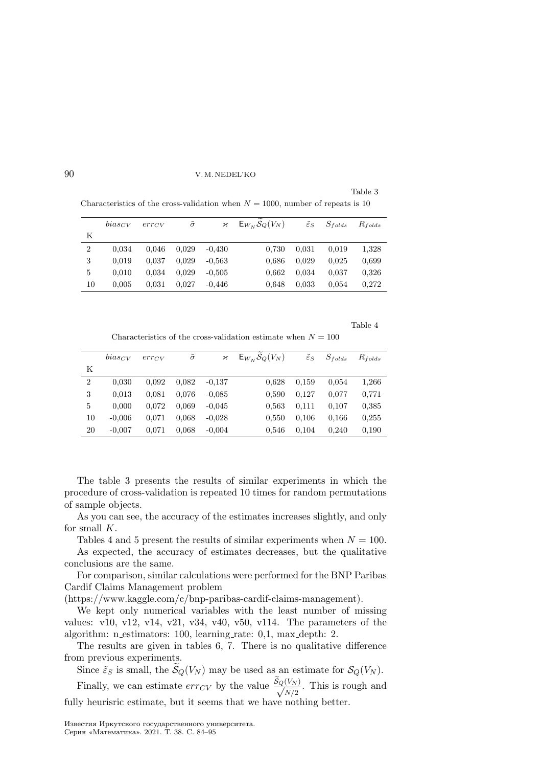Table 3

Characteristics of the cross-validation when $N = 1000$, number of repeats is 10

| K | $bias_{CV}$ | $err_{CV}$ | $\tilde{\sigma}$ | $\varkappa$ | $\mathsf{E}_{W_N}\widetilde{\mathcal{S}}_Q(V_N)$ | $\tilde{\varepsilon}_S$ | $S_{folds}$ | $R_{folds}$ |
|---|---|---|---|---|---|---|---|---|
| 2 | 0,034 | 0,046 | 0,029 | -0,430 | 0,730 | 0,031 | 0,019 | 1,328 |
| 3 | 0,019 | 0,037 | 0,029 | -0,563 | 0,686 | 0,029 | 0,025 | 0,699 |
| 5 | 0,010 | 0,034 | 0,029 | -0,505 | 0,662 | 0,034 | 0,037 | 0,326 |
| 10 | 0,005 | 0,031 | 0,027 | -0,446 | 0,648 | 0,033 | 0,054 | 0,272 |

Table 4

Characteristics of the cross-validation estimate when $N = 100$

| K | $bias_{CV}$ | $err_{CV}$ | $\tilde{\sigma}$ | $\varkappa$ | $\mathsf{E}_{W_N}\widetilde{\mathcal{S}}_Q(V_N)$ | $\tilde{\varepsilon}_S$ | $S_{folds}$ | $R_{folds}$ |
|---|---|---|---|---|---|---|---|---|
| 2 | 0,030 | 0,092 | 0,082 | -0,137 | 0,628 | 0,159 | 0,054 | 1,266 |
| 3 | 0,013 | 0,081 | 0,076 | -0,085 | 0,590 | 0,127 | 0,077 | 0,771 |
| 5 | 0,000 | 0,072 | 0,069 | -0,045 | 0,563 | 0,111 | 0,107 | 0,385 |
| 10 | -0,006 | 0,071 | 0,068 | -0,028 | 0,550 | 0,106 | 0,166 | 0,255 |
| 20 | -0,007 | 0,071 | 0,068 | -0,004 | 0,546 | 0,104 | 0,240 | 0,190 |

The table 3 presents the results of similar experiments in which the procedure of cross-validation is repeated 10 times for random permutations of sample objects.

As you can see, the accuracy of the estimates increases slightly, and only for small $K$.

Tables 4 and 5 present the results of similar experiments when $N = 100$.

As expected, the accuracy of estimates decreases, but the qualitative conclusions are the same.

For comparison, similar calculations were performed for the BNP Paribas Cardif Claims Management problem (https://www.kaggle.com/c/bnp-paribas-cardif-claims-management).

We kept only numerical variables with the least number of missing values: v10, v12, v14, v21, v34, v40, v50, v114. The parameters of the algorithm: n_estimators: 100, learning_rate: 0,1, max_depth: 2.

The results are given in tables 6, 7. There is no qualitative difference from previous experiments.

Since $\tilde{\varepsilon}_S$ is small, the $\widetilde{\mathcal{S}}_Q(V_N)$ may be used as an estimate for $\mathcal{S}_Q(V_N)$.

Finally, we can estimate $err_{CV}$ by the value $\frac{\widetilde{\mathcal{S}}_Q(V_N)}{\sqrt{N/2}}$. This is rough and fully heurisric estimate, but it seems that we have nothing better.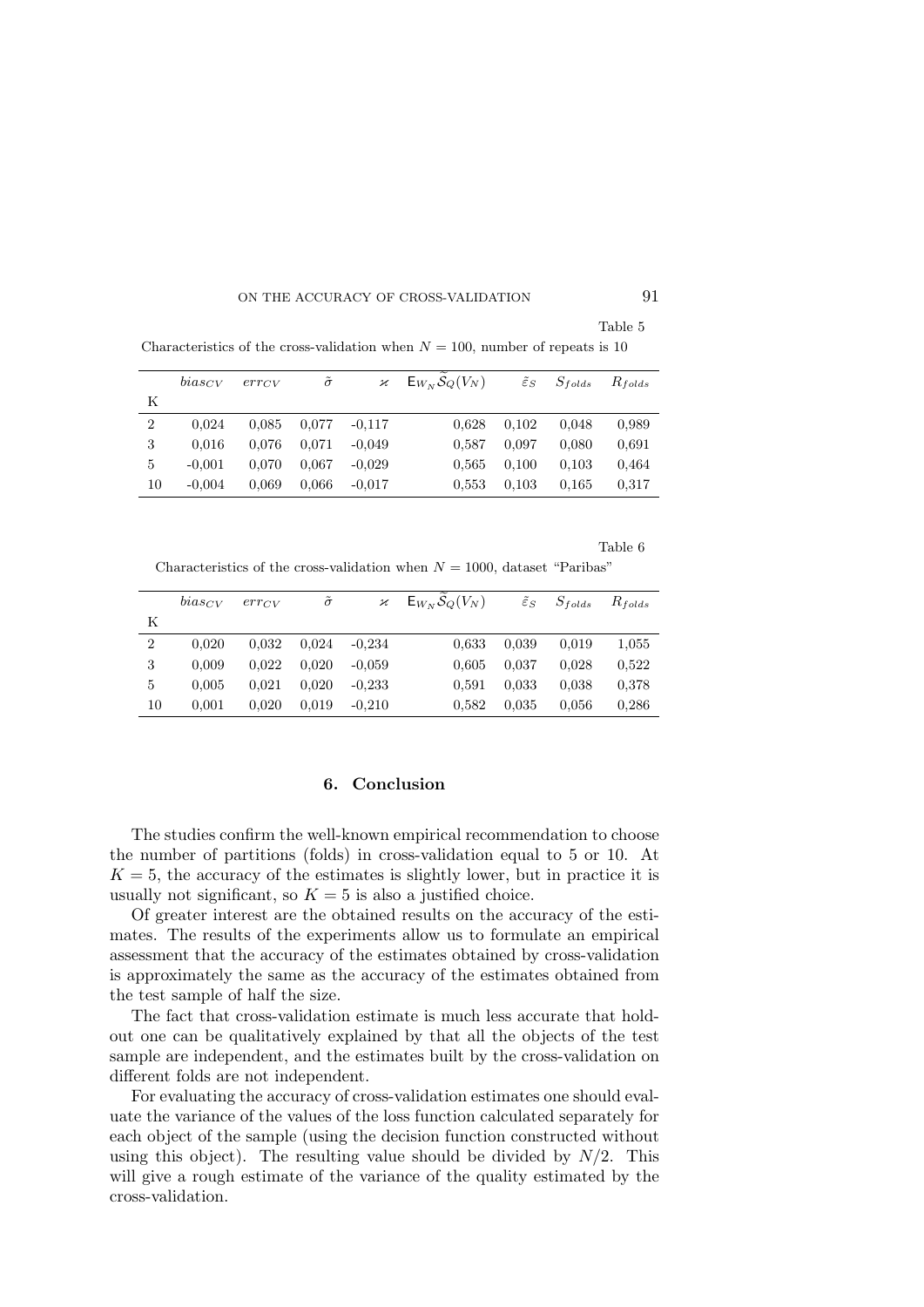Table 5

Characteristics of the cross-validation when $N = 100$, number of repeats is 10

| K | $bias_{CV}$ | $err_{CV}$ | $\tilde{\sigma}$ | $\varkappa$ | $\mathsf{E}_{W_N}\widetilde{\mathcal{S}}_Q(V_N)$ | $\tilde{\varepsilon}_S$ | $S_{folds}$ | $R_{folds}$ |
|---|---|---|---|---|---|---|---|---|
| 2 | 0,024 | 0,085 | 0,077 | -0,117 | 0,628 | 0,102 | 0,048 | 0,989 |
| 3 | 0,016 | 0,076 | 0,071 | -0,049 | 0,587 | 0,097 | 0,080 | 0,691 |
| 5 | -0,001 | 0,070 | 0,067 | -0,029 | 0,565 | 0,100 | 0,103 | 0,464 |
| 10 | -0,004 | 0,069 | 0,066 | -0,017 | 0,553 | 0,103 | 0,165 | 0,317 |

Table 6

Characteristics of the cross-validation when $N = 1000$, dataset "Paribas"

| K | $bias_{CV}$ | $err_{CV}$ | $\tilde{\sigma}$ | $\varkappa$ | $\mathsf{E}_{W_N}\widetilde{\mathcal{S}}_Q(V_N)$ | $\tilde{\varepsilon}_S$ | $S_{folds}$ | $R_{folds}$ |
|---|---|---|---|---|---|---|---|---|
| 2 | 0,020 | 0,032 | 0,024 | -0,234 | 0,633 | 0,039 | 0,019 | 1,055 |
| 3 | 0,009 | 0,022 | 0,020 | -0,059 | 0,605 | 0,037 | 0,028 | 0,522 |
| 5 | 0,005 | 0,021 | 0,020 | -0,233 | 0,591 | 0,033 | 0,038 | 0,378 |
| 10 | 0,001 | 0,020 | 0,019 | -0,210 | 0,582 | 0,035 | 0,056 | 0,286 |

## 6. Conclusion

The studies confirm the well-known empirical recommendation to choose the number of partitions (folds) in cross-validation equal to 5 or 10. At $K = 5$, the accuracy of the estimates is slightly lower, but in practice it is usually not significant, so $K = 5$ is also a justified choice.

Of greater interest are the obtained results on the accuracy of the estimates. The results of the experiments allow us to formulate an empirical assessment that the accuracy of the estimates obtained by cross-validation is approximately the same as the accuracy of the estimates obtained from the test sample of half the size.

The fact that cross-validation estimate is much less accurate that hold-out one can be qualitatively explained by that all the objects of the test sample are independent, and the estimates built by the cross-validation on different folds are not independent.

For evaluating the accuracy of cross-validation estimates one should evaluate the variance of the values of the loss function calculated separately for each object of the sample (using the decision function constructed without using this object). The resulting value should be divided by $N/2$. This will give a rough estimate of the variance of the quality estimated by the cross-validation.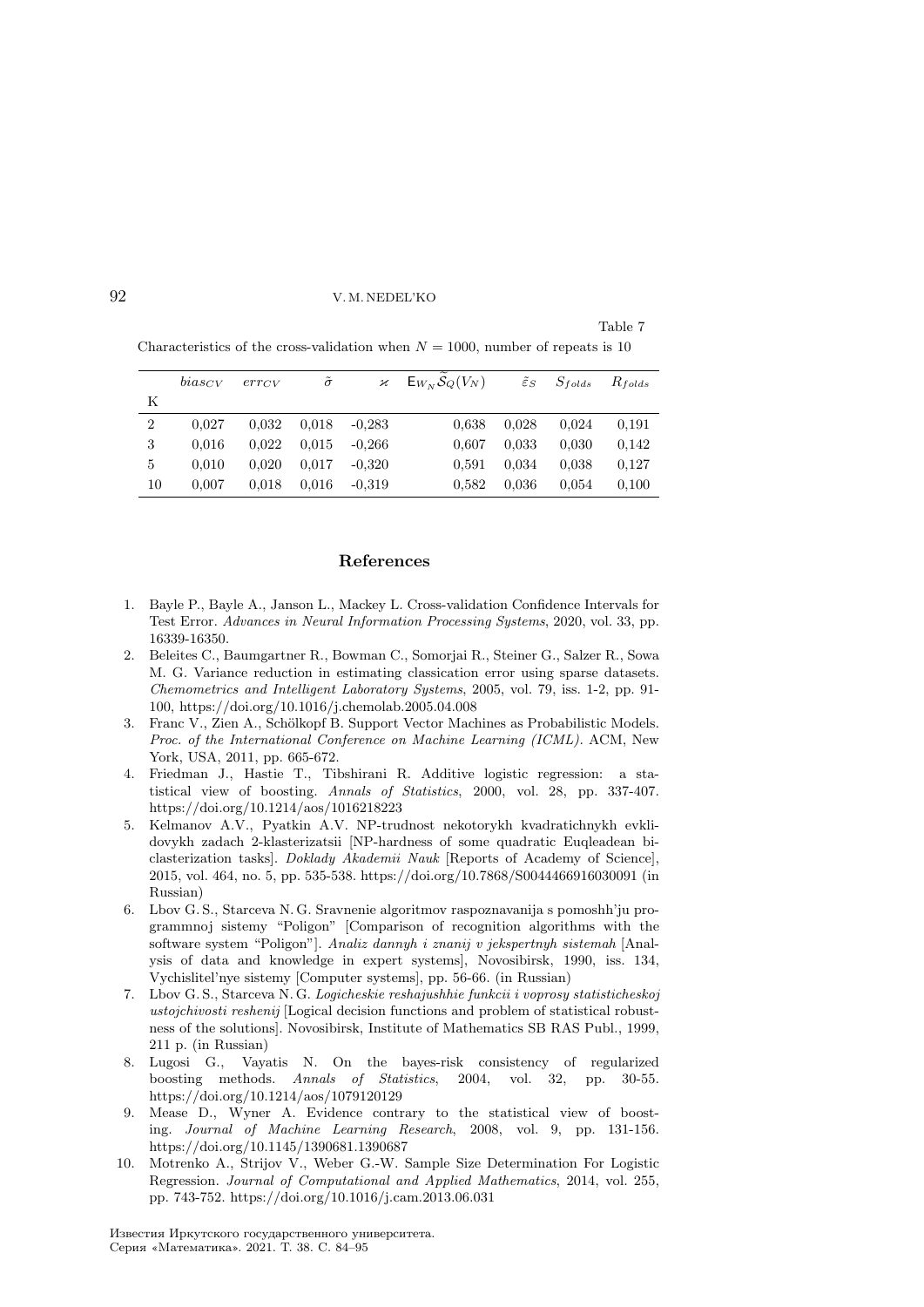Table 7

Characteristics of the cross-validation when $N = 1000$, number of repeats is 10

| K | $bias_{CV}$ | $err_{CV}$ | $\tilde{\sigma}$ | $\varkappa$ | $\mathsf{E}_{W_N}\widetilde{\mathcal{S}}_Q(V_N)$ | $\tilde{\varepsilon}_S$ | $S_{folds}$ | $R_{folds}$ |
|---|---|---|---|---|---|---|---|---|
| 2 | 0,027 | 0,032 | 0,018 | -0,283 | 0,638 | 0,028 | 0,024 | 0,191 |
| 3 | 0,016 | 0,022 | 0,015 | -0,266 | 0,607 | 0,033 | 0,030 | 0,142 |
| 5 | 0,010 | 0,020 | 0,017 | -0,320 | 0,591 | 0,034 | 0,038 | 0,127 |
| 10 | 0,007 | 0,018 | 0,016 | -0,319 | 0,582 | 0,036 | 0,054 | 0,100 |

## References

1. Bayle P., Bayle A., Janson L., Mackey L. Cross-validation Confidence Intervals for Test Error. *Advances in Neural Information Processing Systems*, 2020, vol. 33, pp. 16339-16350.
2. Beleites C., Baumgartner R., Bowman C., Somorjai R., Steiner G., Salzer R., Sowa M. G. Variance reduction in estimating classication error using sparse datasets. *Chemometrics and Intelligent Laboratory Systems*, 2005, vol. 79, iss. 1-2, pp. 91-100, https://doi.org/10.1016/j.chemolab.2005.04.008
3. Franc V., Zien A., Schölkopf B. Support Vector Machines as Probabilistic Models. *Proc. of the International Conference on Machine Learning (ICML)*. ACM, New York, USA, 2011, pp. 665-672.
4. Friedman J., Hastie T., Tibshirani R. Additive logistic regression: a statistical view of boosting. *Annals of Statistics*, 2000, vol. 28, pp. 337-407. https://doi.org/10.1214/aos/1016218223
5. Kelmanov A.V., Pyatkin A.V. NP-trudnost nekotorykh kvadratichnykh evklidovykh zadach 2-klasterizatsii [NP-hardness of some quadratic Euqleadean biclasterization tasks]. *Doklady Akademii Nauk* [Reports of Academy of Science], 2015, vol. 464, no. 5, pp. 535-538. https://doi.org/10.7868/S0044466916030091 (in Russian)
6. Lbov G. S., Starceva N. G. Sravnenie algoritmov raspoznavanija s pomoshh'ju programmnoj sistemy "Poligon" [Comparison of recognition algorithms with the software system "Poligon"]. *Analiz dannyh i znanij v jekspertnyh sistemah* [Analysis of data and knowledge in expert systems], Novosibirsk, 1990, iss. 134, Vychislitel'nye sistemy [Computer systems], pp. 56-66. (in Russian)
7. Lbov G. S., Starceva N. G. *Logicheskie reshajushhie funkcii i voprosy statisticheskoj ustojchivosti reshenij* [Logical decision functions and problem of statistical robustness of the solutions]. Novosibirsk, Institute of Mathematics SB RAS Publ., 1999, 211 p. (in Russian)
8. Lugosi G., Vayatis N. On the bayes-risk consistency of regularized boosting methods. *Annals of Statistics*, 2004, vol. 32, pp. 30-55. https://doi.org/10.1214/aos/1079120129
9. Mease D., Wyner A. Evidence contrary to the statistical view of boosting. *Journal of Machine Learning Research*, 2008, vol. 9, pp. 131-156. https://doi.org/10.1145/1390681.1390687
10. Motrenko A., Strijov V., Weber G.-W. Sample Size Determination For Logistic Regression. *Journal of Computational and Applied Mathematics*, 2014, vol. 255, pp. 743-752. https://doi.org/10.1016/j.cam.2013.06.031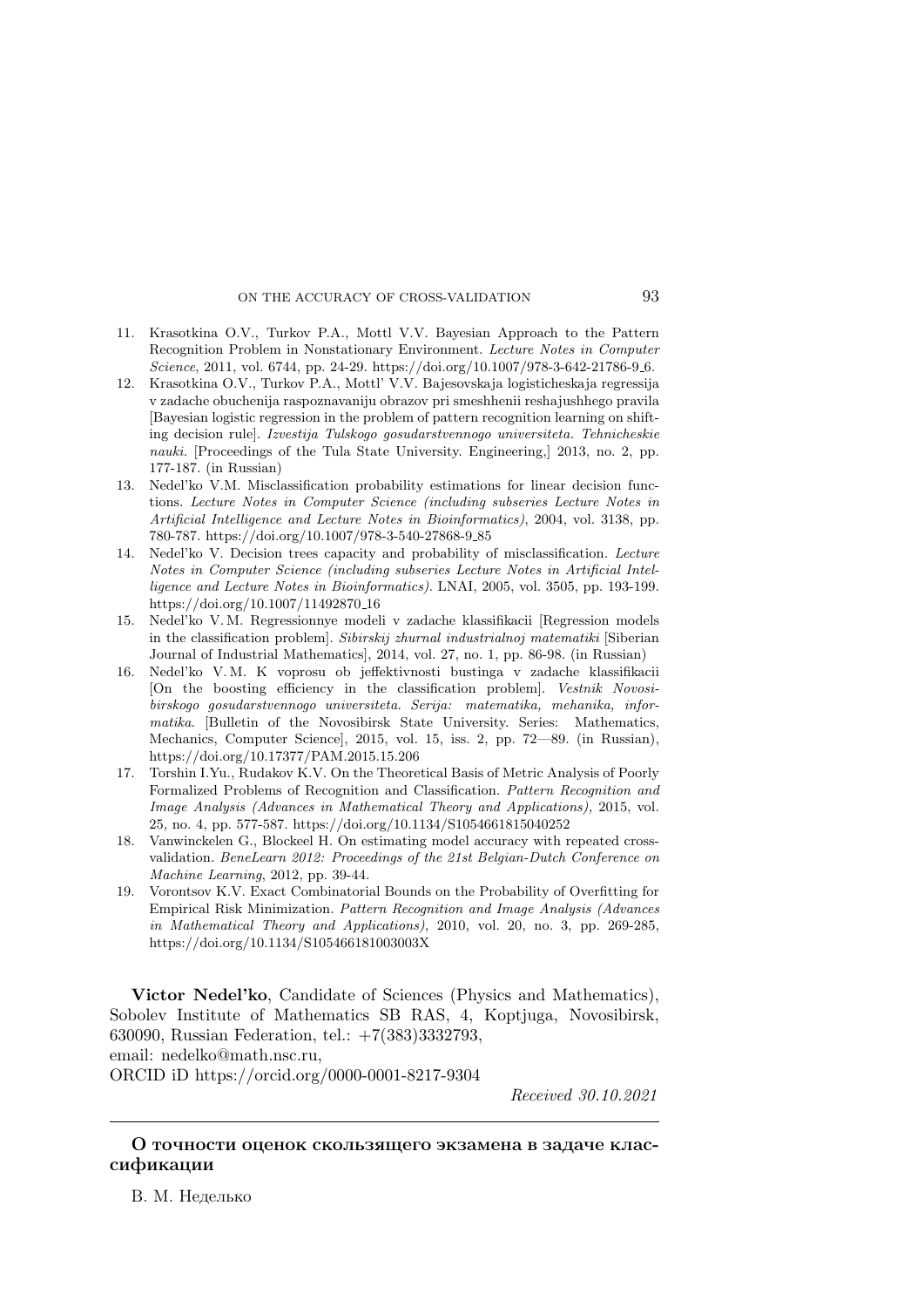11. Krasotkina O.V., Turkov P.A., Mottl V.V. Bayesian Approach to the Pattern Recognition Problem in Nonstationary Environment. *Lecture Notes in Computer Science*, 2011, vol. 6744, pp. 24-29. https://doi.org/10.1007/978-3-642-21786-9_6.
12. Krasotkina O.V., Turkov P.A., Mottl' V.V. Bajesovskaja logisticheskaja regressija v zadache obuchenija raspoznavaniju obrazov pri smeshhenii reshajushhego pravila [Bayesian logistic regression in the problem of pattern recognition learning on shifting decision rule]. *Izvestija Tulskogo gosudarstvennogo universiteta. Tehnicheskie nauki.* [Proceedings of the Tula State University. Engineering,] 2013, no. 2, pp. 177-187. (in Russian)
13. Nedel'ko V.M. Misclassification probability estimations for linear decision functions. *Lecture Notes in Computer Science (including subseries Lecture Notes in Artificial Intelligence and Lecture Notes in Bioinformatics)*, 2004, vol. 3138, pp. 780-787. https://doi.org/10.1007/978-3-540-27868-9_85
14. Nedel'ko V. Decision trees capacity and probability of misclassification. *Lecture Notes in Computer Science (including subseries Lecture Notes in Artificial Intelligence and Lecture Notes in Bioinformatics).* LNAI, 2005, vol. 3505, pp. 193-199. https://doi.org/10.1007/11492870_16
15. Nedel'ko V. M. Regressionnye modeli v zadache klassifikacii [Regression models in the classification problem]. *Sibirskij zhurnal industrialnoj matematiki* [Siberian Journal of Industrial Mathematics], 2014, vol. 27, no. 1, pp. 86-98. (in Russian)
16. Nedel'ko V. M. K voprosu ob jeffektivnosti bustinga v zadache klassifikacii [On the boosting efficiency in the classification problem]. *Vestnik Novosibirskogo gosudarstvennogo universiteta. Serija: matematika, mehanika, informatika.* [Bulletin of the Novosibirsk State University. Series: Mathematics, Mechanics, Computer Science], 2015, vol. 15, iss. 2, pp. 72—89. (in Russian), https://doi.org/10.17377/PAM.2015.15.206
17. Torshin I.Yu., Rudakov K.V. On the Theoretical Basis of Metric Analysis of Poorly Formalized Problems of Recognition and Classification. *Pattern Recognition and Image Analysis (Advances in Mathematical Theory and Applications),* 2015, vol. 25, no. 4, pp. 577-587. https://doi.org/10.1134/S1054661815040252
18. Vanwinckelen G., Blockeel H. On estimating model accuracy with repeated cross-validation. *BeneLearn 2012: Proceedings of the 21st Belgian-Dutch Conference on Machine Learning*, 2012, pp. 39-44.
19. Vorontsov K.V. Exact Combinatorial Bounds on the Probability of Overfitting for Empirical Risk Minimization. *Pattern Recognition and Image Analysis (Advances in Mathematical Theory and Applications)*, 2010, vol. 20, no. 3, pp. 269-285, https://doi.org/10.1134/S105466181003003X

**Victor Nedel'ko**, Candidate of Sciences (Physics and Mathematics), Sobolev Institute of Mathematics SB RAS, 4, Koptjuga, Novosibirsk, 630090, Russian Federation, tel.: +7(383)3332793,
email: nedelko@math.nsc.ru,
ORCID iD https://orcid.org/0000-0001-8217-9304

*Received 30.10.2021*

---

## О точности оценок скользящего экзамена в задаче классификации

В. М. Неделько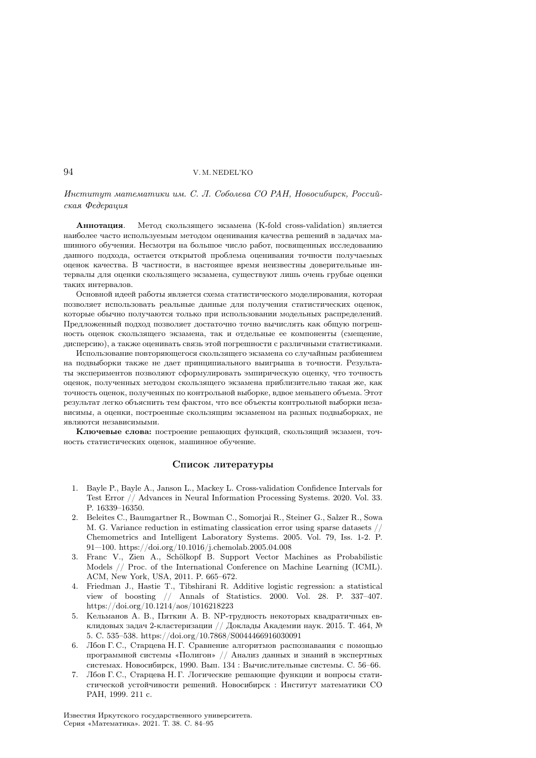*Институт математики им. С. Л. Соболева СО РАН, Новосибирск, Российская Федерация*

**Аннотация**. Метод скользящего экзамена (K-fold cross-validation) является наиболее часто используемым методом оценивания качества решений в задачах машинного обучения. Несмотря на большое число работ, посвященных исследованию данного подхода, остается открытой проблема оценивания точности получаемых оценок качества. В частности, в настоящее время неизвестны доверительные интервалы для оценки скользящего экзамена, существуют лишь очень грубые оценки таких интервалов.

Основной идеей работы является схема статистического моделирования, которая позволяет использовать реальные данные для получения статистических оценок, которые обычно получаются только при использовании модельных распределений. Предложенный подход позволяет достаточно точно вычислять как общую погрешность оценок скользящего экзамена, так и отдельные ее компоненты (смещение, дисперсию), а также оценивать связь этой погрешности с различными статистиками.

Использование повторяющегося скользящего экзамена со случайным разбиением на подвыборки также не дает принципиального выигрыша в точности. Результаты экспериментов позволяют сформулировать эмпирическую оценку, что точность оценок, полученных методом скользящего экзамена приблизительно такая же, как точность оценок, полученных по контрольной выборке, вдвое меньшего объема. Этот результат легко объяснить тем фактом, что все объекты контрольной выборки независимы, а оценки, построенные скользящим экзаменом на разных подвыборках, не являются независимыми.

**Ключевые слова:** построение решающих функций, скользящий экзамен, точность статистических оценок, машинное обучение.

## Список литературы

1. Bayle P., Bayle A., Janson L., Mackey L. Cross-validation Confidence Intervals for Test Error // Advances in Neural Information Processing Systems. 2020. Vol. 33. P. 16339–16350.
2. Beleites C., Baumgartner R., Bowman C., Somorjai R., Steiner G., Salzer R., Sowa M. G. Variance reduction in estimating classication error using sparse datasets // Chemometrics and Intelligent Laboratory Systems. 2005. Vol. 79, Iss. 1-2. P. 91—100. https://doi.org/10.1016/j.chemolab.2005.04.008
3. Franc V., Zien A., Schölkopf B. Support Vector Machines as Probabilistic Models // Proc. of the International Conference on Machine Learning (ICML). ACM, New York, USA, 2011. P. 665–672.
4. Friedman J., Hastie T., Tibshirani R. Additive logistic regression: a statistical view of boosting // Annals of Statistics. 2000. Vol. 28. P. 337–407. https://doi.org/10.1214/aos/1016218223
5. Кельманов А. В., Пяткин А. В. NP-трудность некоторых квадратичных евклидовых задач 2-кластеризации // Доклады Академии наук. 2015. Т. 464, № 5. С. 535–538. https://doi.org/10.7868/S0044466916030091
6. Лбов Г. С., Старцева Н. Г. Сравнение алгоритмов распознавания с помощью программной системы «Полигон» // Анализ данных и знаний в экспертных системах. Новосибирск, 1990. Вып. 134 : Вычислительные системы. С. 56–66.
7. Лбов Г. С., Старцева Н. Г. Логические решающие функции и вопросы статистической устойчивости решений. Новосибирск : Институт математики СО РАН, 1999. 211 с.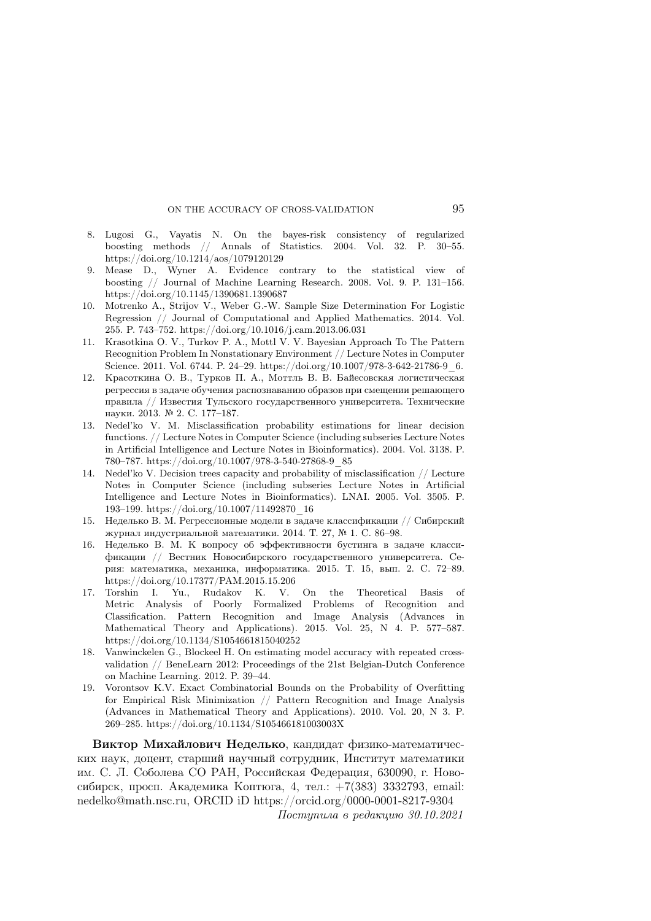8. Lugosi G., Vayatis N. On the bayes-risk consistency of regularized boosting methods // Annals of Statistics. 2004. Vol. 32. P. 30–55. https://doi.org/10.1214/aos/1079120129
9. Mease D., Wyner A. Evidence contrary to the statistical view of boosting // Journal of Machine Learning Research. 2008. Vol. 9. P. 131–156. https://doi.org/10.1145/1390681.1390687
10. Motrenko A., Strijov V., Weber G.-W. Sample Size Determination For Logistic Regression // Journal of Computational and Applied Mathematics. 2014. Vol. 255. P. 743–752. https://doi.org/10.1016/j.cam.2013.06.031
11. Krasotkina O. V., Turkov P. A., Mottl V. V. Bayesian Approach To The Pattern Recognition Problem In Nonstationary Environment // Lecture Notes in Computer Science. 2011. Vol. 6744. P. 24–29. https://doi.org/10.1007/978-3-642-21786-9_6.
12. Красоткина О. В., Турков П. А., Моттль В. В. Байесовская логистическая регрессия в задаче обучения распознаванию образов при смещении решающего правила // Известия Тульского государственного университета. Технические науки. 2013. № 2. С. 177–187.
13. Nedel'ko V. M. Misclassification probability estimations for linear decision functions. // Lecture Notes in Computer Science (including subseries Lecture Notes in Artificial Intelligence and Lecture Notes in Bioinformatics). 2004. Vol. 3138. P. 780–787. https://doi.org/10.1007/978-3-540-27868-9_85
14. Nedel'ko V. Decision trees capacity and probability of misclassification // Lecture Notes in Computer Science (including subseries Lecture Notes in Artificial Intelligence and Lecture Notes in Bioinformatics). LNAI. 2005. Vol. 3505. P. 193–199. https://doi.org/10.1007/11492870_16
15. Неделько В. М. Регрессионные модели в задаче классификации // Сибирский журнал индустриальной математики. 2014. Т. 27, № 1. С. 86–98.
16. Неделько В. М. К вопросу об эффективности бустинга в задаче классификации // Вестник Новосибирского государственного университета. Серия: математика, механика, информатика. 2015. Т. 15, вып. 2. С. 72–89. https://doi.org/10.17377/PAM.2015.15.206
17. Torshin I. Yu., Rudakov K. V. On the Theoretical Basis of Metric Analysis of Poorly Formalized Problems of Recognition and Classification. Pattern Recognition and Image Analysis (Advances in Mathematical Theory and Applications). 2015. Vol. 25, N 4. P. 577–587. https://doi.org/10.1134/S1054661815040252
18. Vanwinckelen G., Blockeel H. On estimating model accuracy with repeated cross-validation // BeneLearn 2012: Proceedings of the 21st Belgian-Dutch Conference on Machine Learning. 2012. P. 39–44.
19. Vorontsov K.V. Exact Combinatorial Bounds on the Probability of Overfitting for Empirical Risk Minimization // Pattern Recognition and Image Analysis (Advances in Mathematical Theory and Applications). 2010. Vol. 20, N 3. P. 269–285. https://doi.org/10.1134/S105466181003003X

**Виктор Михайлович Неделько**, кандидат физико-математических наук, доцент, старший научный сотрудник, Институт математики им. С. Л. Соболева СО РАН, Российская Федерация, 630090, г. Новосибирск, просп. Академика Коптюга, 4, тел.: +7(383) 3332793, email: nedelko@math.nsc.ru, ORCID iD https://orcid.org/0000-0001-8217-9304

*Поступила в редакцию 30.10.2021*